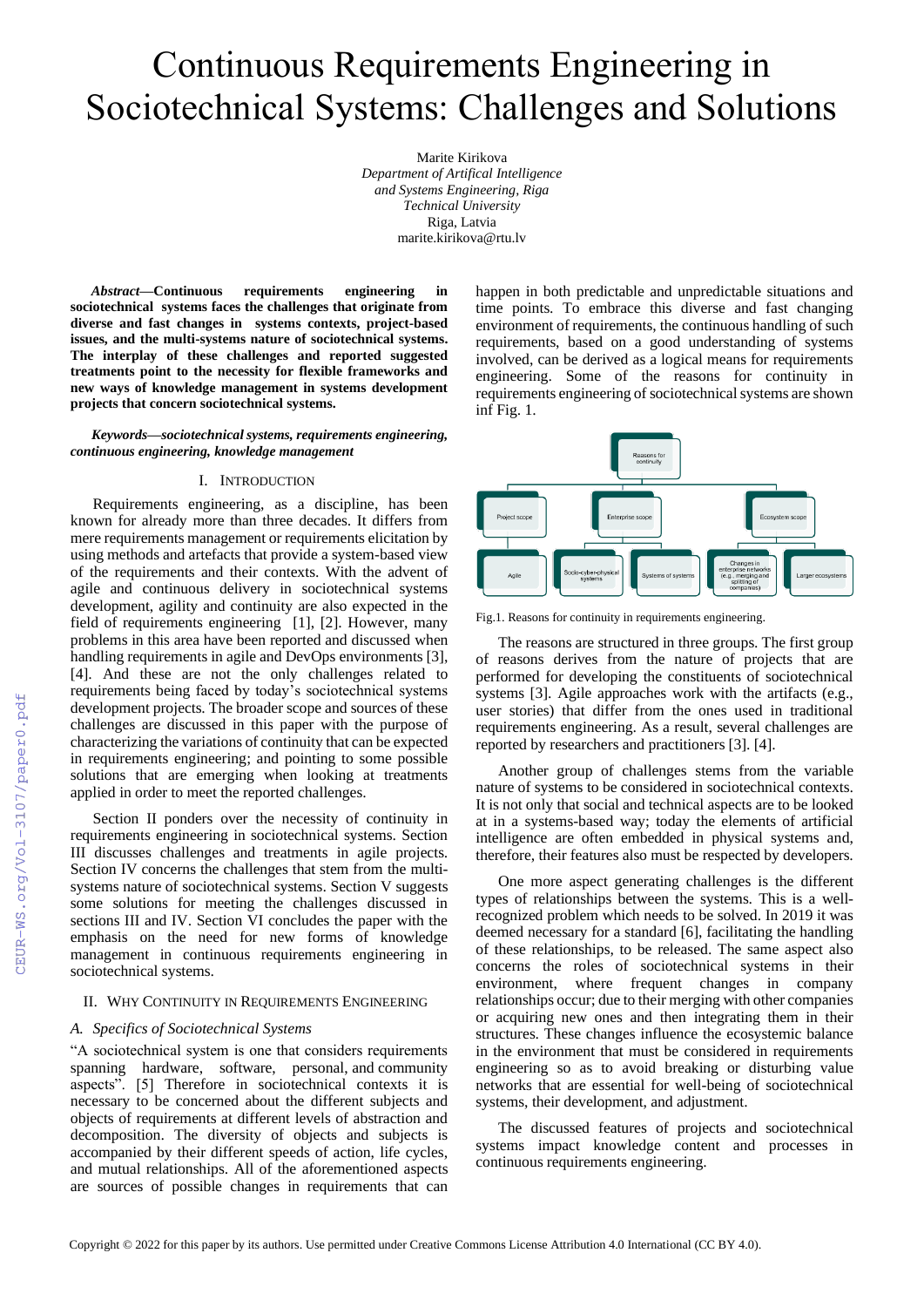# Continuous Requirements Engineering in Sociotechnical Systems: Challenges and Solutions

Marite Kirikova
*Department of Artifical Intelligence and Systems Engineering, Riga Technical University*
Riga, Latvia
marite.kirikova@rtu.lv

***Abstract*—Continuous requirements engineering in sociotechnical systems faces the challenges that originate from diverse and fast changes in systems contexts, project-based issues, and the multi-systems nature of sociotechnical systems. The interplay of these challenges and reported suggested treatments point to the necessity for flexible frameworks and new ways of knowledge management in systems development projects that concern sociotechnical systems.**

***Keywords—sociotechnical systems, requirements engineering, continuous engineering, knowledge management***

## I. Introduction

Requirements engineering, as a discipline, has been known for already more than three decades. It differs from mere requirements management or requirements elicitation by using methods and artefacts that provide a system-based view of the requirements and their contexts. With the advent of agile and continuous delivery in sociotechnical systems development, agility and continuity are also expected in the field of requirements engineering [1], [2]. However, many problems in this area have been reported and discussed when handling requirements in agile and DevOps environments [3], [4]. And these are not the only challenges related to requirements being faced by today's sociotechnical systems development projects. The broader scope and sources of these challenges are discussed in this paper with the purpose of characterizing the variations of continuity that can be expected in requirements engineering; and pointing to some possible solutions that are emerging when looking at treatments applied in order to meet the reported challenges.

Section II ponders over the necessity of continuity in requirements engineering in sociotechnical systems. Section III discusses challenges and treatments in agile projects. Section IV concerns the challenges that stem from the multi-systems nature of sociotechnical systems. Section V suggests some solutions for meeting the challenges discussed in sections III and IV. Section VI concludes the paper with the emphasis on the need for new forms of knowledge management in continuous requirements engineering in sociotechnical systems.

## II. Why Continuity in Requirements Engineering

### A. Specifics of Sociotechnical Systems

"A sociotechnical system is one that considers requirements spanning hardware, software, personal, and community aspects". [5] Therefore in sociotechnical contexts it is necessary to be concerned about the different subjects and objects of requirements at different levels of abstraction and decomposition. The diversity of objects and subjects is accompanied by their different speeds of action, life cycles, and mutual relationships. All of the aforementioned aspects are sources of possible changes in requirements that can happen in both predictable and unpredictable situations and time points. To embrace this diverse and fast changing environment of requirements, the continuous handling of such requirements, based on a good understanding of systems involved, can be derived as a logical means for requirements engineering. Some of the reasons for continuity in requirements engineering of sociotechnical systems are shown inf Fig. 1.

Reasons for continuity

Project scope: Agile
Enterprise scope: Socio-cyber-physical systems; Systems of systems
Ecosystem scope: Changes in enterprise networks (e.g., merging and splitting of companies); Larger ecosystems

Fig.1. Reasons for continuity in requirements engineering.

The reasons are structured in three groups. The first group of reasons derives from the nature of projects that are performed for developing the constituents of sociotechnical systems [3]. Agile approaches work with the artifacts (e.g., user stories) that differ from the ones used in traditional requirements engineering. As a result, several challenges are reported by researchers and practitioners [3]. [4].

Another group of challenges stems from the variable nature of systems to be considered in sociotechnical contexts. It is not only that social and technical aspects are to be looked at in a systems-based way; today the elements of artificial intelligence are often embedded in physical systems and, therefore, their features also must be respected by developers.

One more aspect generating challenges is the different types of relationships between the systems. This is a well-recognized problem which needs to be solved. In 2019 it was deemed necessary for a standard [6], facilitating the handling of these relationships, to be released. The same aspect also concerns the roles of sociotechnical systems in their environment, where frequent changes in company relationships occur; due to their merging with other companies or acquiring new ones and then integrating them in their structures. These changes influence the ecosystemic balance in the environment that must be considered in requirements engineering so as to avoid breaking or disturbing value networks that are essential for well-being of sociotechnical systems, their development, and adjustment.

The discussed features of projects and sociotechnical systems impact knowledge content and processes in continuous requirements engineering.

Copyright © 2022 for this paper by its authors. Use permitted under Creative Commons License Attribution 4.0 International (CC BY 4.0).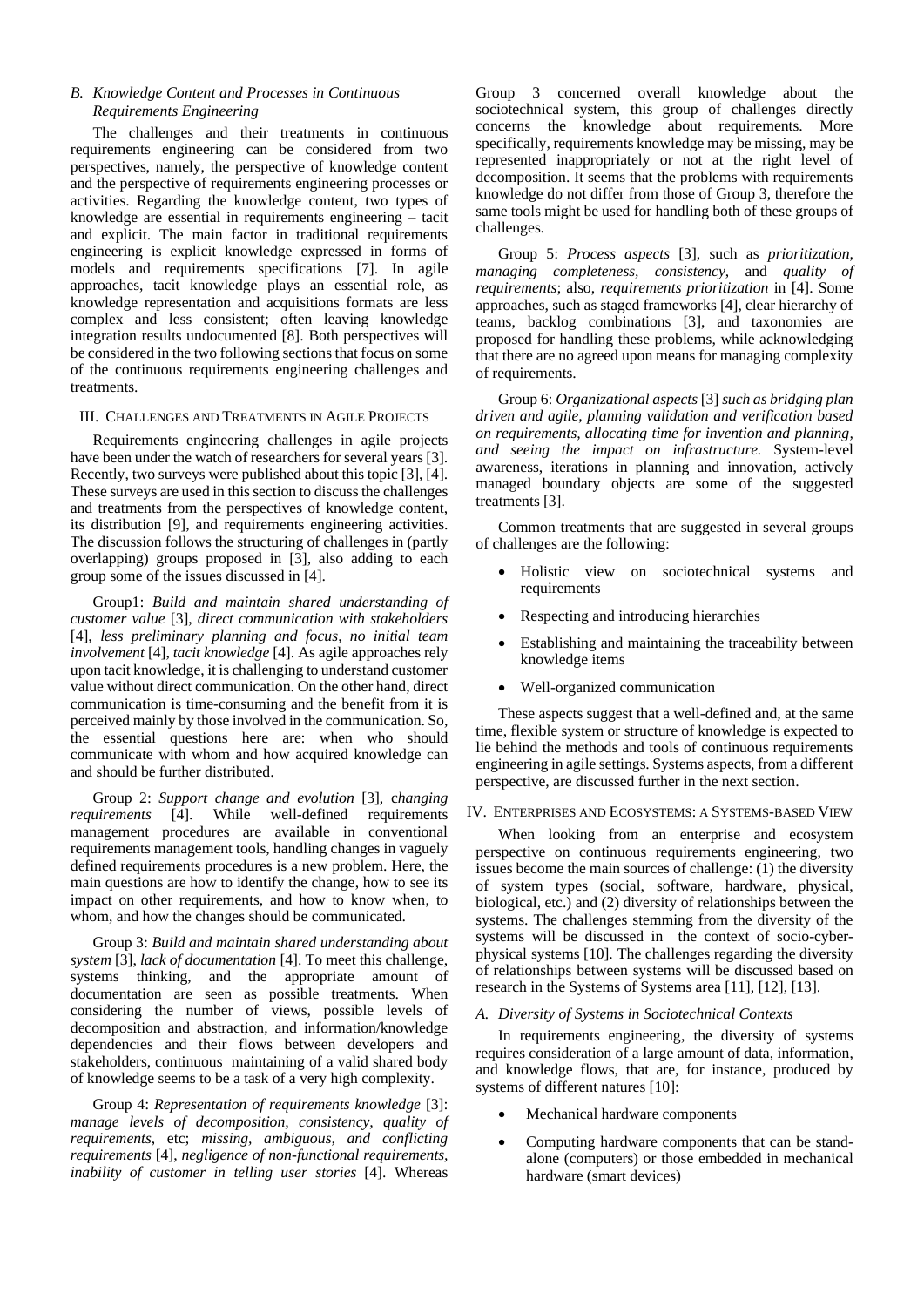### B. Knowledge Content and Processes in Continuous Requirements Engineering

The challenges and their treatments in continuous requirements engineering can be considered from two perspectives, namely, the perspective of knowledge content and the perspective of requirements engineering processes or activities. Regarding the knowledge content, two types of knowledge are essential in requirements engineering – tacit and explicit. The main factor in traditional requirements engineering is explicit knowledge expressed in forms of models and requirements specifications [7]. In agile approaches, tacit knowledge plays an essential role, as knowledge representation and acquisitions formats are less complex and less consistent; often leaving knowledge integration results undocumented [8]. Both perspectives will be considered in the two following sections that focus on some of the continuous requirements engineering challenges and treatments.

## III. Challenges and Treatments in Agile Projects

Requirements engineering challenges in agile projects have been under the watch of researchers for several years [3]. Recently, two surveys were published about this topic [3], [4]. These surveys are used in this section to discuss the challenges and treatments from the perspectives of knowledge content, its distribution [9], and requirements engineering activities. The discussion follows the structuring of challenges in (partly overlapping) groups proposed in [3], also adding to each group some of the issues discussed in [4].

Group1: *Build and maintain shared understanding of customer value* [3], *direct communication with stakeholders* [4], *less preliminary planning and focus*, *no initial team involvement* [4], *tacit knowledge* [4]. As agile approaches rely upon tacit knowledge, it is challenging to understand customer value without direct communication. On the other hand, direct communication is time-consuming and the benefit from it is perceived mainly by those involved in the communication. So, the essential questions here are: when who should communicate with whom and how acquired knowledge can and should be further distributed.

Group 2: *Support change and evolution* [3], c*hanging requirements* [4]. While well-defined requirements management procedures are available in conventional requirements management tools, handling changes in vaguely defined requirements procedures is a new problem. Here, the main questions are how to identify the change, how to see its impact on other requirements, and how to know when, to whom, and how the changes should be communicated.

Group 3: *Build and maintain shared understanding about system* [3], *lack of documentation* [4]. To meet this challenge, systems thinking, and the appropriate amount of documentation are seen as possible treatments. When considering the number of views, possible levels of decomposition and abstraction, and information/knowledge dependencies and their flows between developers and stakeholders, continuous maintaining of a valid shared body of knowledge seems to be a task of a very high complexity.

Group 4: *Representation of requirements knowledge* [3]: *manage levels of decomposition, consistency, quality of requirements*, etc; *missing, ambiguous, and conflicting requirements* [4], *negligence of non-functional requirements, inability of customer in telling user stories* [4]. Whereas Group 3 concerned overall knowledge about the sociotechnical system, this group of challenges directly concerns the knowledge about requirements. More specifically, requirements knowledge may be missing, may be represented inappropriately or not at the right level of decomposition. It seems that the problems with requirements knowledge do not differ from those of Group 3, therefore the same tools might be used for handling both of these groups of challenges.

Group 5: *Process aspects* [3], such as *prioritization, managing completeness, consistency*, and *quality of requirements*; also, *requirements prioritization* in [4]. Some approaches, such as staged frameworks [4], clear hierarchy of teams, backlog combinations [3], and taxonomies are proposed for handling these problems, while acknowledging that there are no agreed upon means for managing complexity of requirements.

Group 6: *Organizational aspects* [3] *such as bridging plan driven and agile, planning validation and verification based on requirements, allocating time for invention and planning, and seeing the impact on infrastructure.* System-level awareness, iterations in planning and innovation, actively managed boundary objects are some of the suggested treatments [3].

Common treatments that are suggested in several groups of challenges are the following:

- Holistic view on sociotechnical systems and requirements
- Respecting and introducing hierarchies
- Establishing and maintaining the traceability between knowledge items
- Well-organized communication

These aspects suggest that a well-defined and, at the same time, flexible system or structure of knowledge is expected to lie behind the methods and tools of continuous requirements engineering in agile settings. Systems aspects, from a different perspective, are discussed further in the next section.

## IV. Enterprises and Ecosystems: a Systems-based View

When looking from an enterprise and ecosystem perspective on continuous requirements engineering, two issues become the main sources of challenge: (1) the diversity of system types (social, software, hardware, physical, biological, etc.) and (2) diversity of relationships between the systems. The challenges stemming from the diversity of the systems will be discussed in the context of socio-cyber-physical systems [10]. The challenges regarding the diversity of relationships between systems will be discussed based on research in the Systems of Systems area [11], [12], [13].

### A. Diversity of Systems in Sociotechnical Contexts

In requirements engineering, the diversity of systems requires consideration of a large amount of data, information, and knowledge flows, that are, for instance, produced by systems of different natures [10]:

- Mechanical hardware components
- Computing hardware components that can be stand-alone (computers) or those embedded in mechanical hardware (smart devices)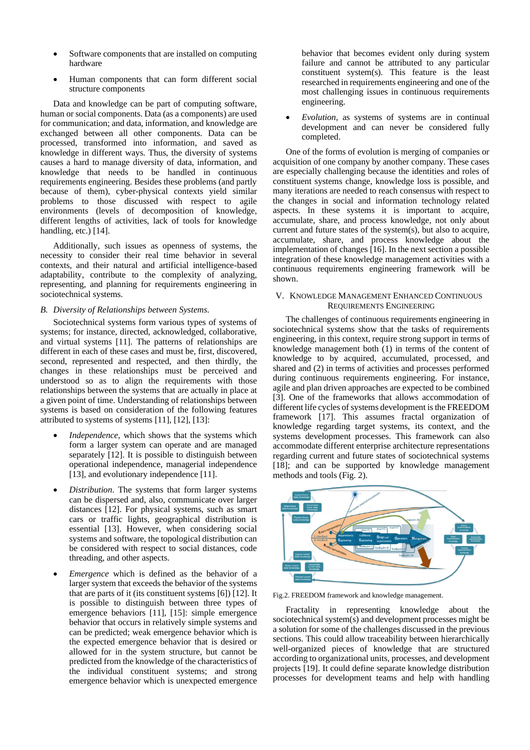- Software components that are installed on computing hardware
- Human components that can form different social structure components

Data and knowledge can be part of computing software, human or social components. Data (as a components) are used for communication; and data, information, and knowledge are exchanged between all other components. Data can be processed, transformed into information, and saved as knowledge in different ways. Thus, the diversity of systems causes a hard to manage diversity of data, information, and knowledge that needs to be handled in continuous requirements engineering. Besides these problems (and partly because of them), cyber-physical contexts yield similar problems to those discussed with respect to agile environments (levels of decomposition of knowledge, different lengths of activities, lack of tools for knowledge handling, etc.) [14].

Additionally, such issues as openness of systems, the necessity to consider their real time behavior in several contexts, and their natural and artificial intelligence-based adaptability, contribute to the complexity of analyzing, representing, and planning for requirements engineering in sociotechnical systems.

### *B. Diversity of Relationships between Systems.*

Sociotechnical systems form various types of systems of systems; for instance, directed, acknowledged, collaborative, and virtual systems [11]. The patterns of relationships are different in each of these cases and must be, first, discovered, second, represented and respected, and then thirdly, the changes in these relationships must be perceived and understood so as to align the requirements with those relationships between the systems that are actually in place at a given point of time. Understanding of relationships between systems is based on consideration of the following features attributed to systems of systems [11], [12], [13]:

- *Independence*, which shows that the systems which form a larger system can operate and are managed separately [12]. It is possible to distinguish between operational independence, managerial independence [13], and evolutionary independence [11].
- *Distribution*. The systems that form larger systems can be dispersed and, also, communicate over larger distances [12]. For physical systems, such as smart cars or traffic lights, geographical distribution is essential [13]. However, when considering social systems and software, the topological distribution can be considered with respect to social distances, code threading, and other aspects.
- *Emergence* which is defined as the behavior of a larger system that exceeds the behavior of the systems that are parts of it (its constituent systems [6]) [12]. It is possible to distinguish between three types of emergence behaviors [11], [15]: simple emergence behavior that occurs in relatively simple systems and can be predicted; weak emergence behavior which is the expected emergence behavior that is desired or allowed for in the system structure, but cannot be predicted from the knowledge of the characteristics of the individual constituent systems; and strong emergence behavior which is unexpected emergence behavior that becomes evident only during system failure and cannot be attributed to any particular constituent system(s). This feature is the least researched in requirements engineering and one of the most challenging issues in continuous requirements engineering.
- *Evolution*, as systems of systems are in continual development and can never be considered fully completed.

One of the forms of evolution is merging of companies or acquisition of one company by another company. These cases are especially challenging because the identities and roles of constituent systems change, knowledge loss is possible, and many iterations are needed to reach consensus with respect to the changes in social and information technology related aspects. In these systems it is important to acquire, accumulate, share, and process knowledge, not only about current and future states of the system(s), but also to acquire, accumulate, share, and process knowledge about the implementation of changes [16]. In the next section a possible integration of these knowledge management activities with a continuous requirements engineering framework will be shown.

## V. Knowledge Management Enhanced Continuous Requirements Engineering

The challenges of continuous requirements engineering in sociotechnical systems show that the tasks of requirements engineering, in this context, require strong support in terms of knowledge management both (1) in terms of the content of knowledge to by acquired, accumulated, processed, and shared and (2) in terms of activities and processes performed during continuous requirements engineering. For instance, agile and plan driven approaches are expected to be combined [3]. One of the frameworks that allows accommodation of different life cycles of systems development is the FREEDOM framework [17]. This assumes fractal organization of knowledge regarding target systems, its context, and the systems development processes. This framework can also accommodate different enterprise architecture representations regarding current and future states of sociotechnical systems [18]; and can be supported by knowledge management methods and tools (Fig. 2).

Fig.2. FREEDOM framework and knowledge management.

Fractality in representing knowledge about the sociotechnical system(s) and development processes might be a solution for some of the challenges discussed in the previous sections. This could allow traceability between hierarchically well-organized pieces of knowledge that are structured according to organizational units, processes, and development projects [19]. It could define separate knowledge distribution processes for development teams and help with handling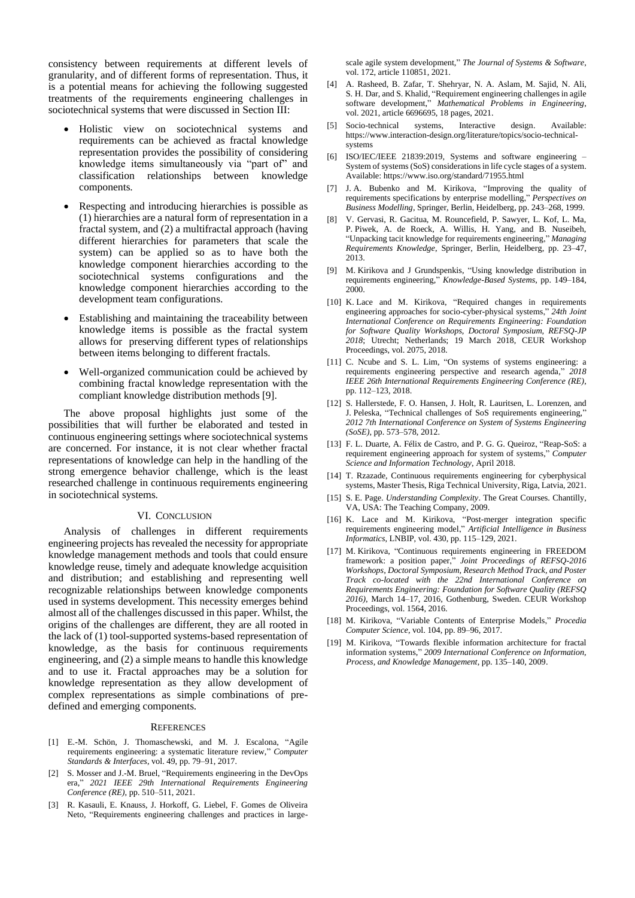consistency between requirements at different levels of granularity, and of different forms of representation. Thus, it is a potential means for achieving the following suggested treatments of the requirements engineering challenges in sociotechnical systems that were discussed in Section III:

- Holistic view on sociotechnical systems and requirements can be achieved as fractal knowledge representation provides the possibility of considering knowledge items simultaneously via "part of" and classification relationships between knowledge components.
- Respecting and introducing hierarchies is possible as (1) hierarchies are a natural form of representation in a fractal system, and (2) a multifractal approach (having different hierarchies for parameters that scale the system) can be applied so as to have both the knowledge component hierarchies according to the sociotechnical systems configurations and the knowledge component hierarchies according to the development team configurations.
- Establishing and maintaining the traceability between knowledge items is possible as the fractal system allows for preserving different types of relationships between items belonging to different fractals.
- Well-organized communication could be achieved by combining fractal knowledge representation with the compliant knowledge distribution methods [9].

The above proposal highlights just some of the possibilities that will further be elaborated and tested in continuous engineering settings where sociotechnical systems are concerned. For instance, it is not clear whether fractal representations of knowledge can help in the handling of the strong emergence behavior challenge, which is the least researched challenge in continuous requirements engineering in sociotechnical systems.

## VI. Conclusion

Analysis of challenges in different requirements engineering projects has revealed the necessity for appropriate knowledge management methods and tools that could ensure knowledge reuse, timely and adequate knowledge acquisition and distribution; and establishing and representing well recognizable relationships between knowledge components used in systems development. This necessity emerges behind almost all of the challenges discussed in this paper. Whilst, the origins of the challenges are different, they are all rooted in the lack of (1) tool-supported systems-based representation of knowledge, as the basis for continuous requirements engineering, and (2) a simple means to handle this knowledge and to use it. Fractal approaches may be a solution for knowledge representation as they allow development of complex representations as simple combinations of pre-defined and emerging components.

## References

[1] E.-M. Schön, J. Thomaschewski, and M. J. Escalona, "Agile requirements engineering: a systematic literature review," *Computer Standards & Interfaces*, vol. 49, pp. 79–91, 2017.

[2] S. Mosser and J.-M. Bruel, "Requirements engineering in the DevOps era," *2021 IEEE 29th International Requirements Engineering Conference (RE)*, pp. 510–511, 2021.

[3] R. Kasauli, E. Knauss, J. Horkoff, G. Liebel, F. Gomes de Oliveira Neto, "Requirements engineering challenges and practices in large-scale agile system development," *The Journal of Systems & Software*, vol. 172, article 110851, 2021.

[4] A. Rasheed, B. Zafar, T. Shehryar, N. A. Aslam, M. Sajid, N. Ali, S. H. Dar, and S. Khalid, "Requirement engineering challenges in agile software development," *Mathematical Problems in Engineering*, vol. 2021, article 6696695, 18 pages, 2021.

[5] Socio-technical systems, Interactive design. Available: https://www.interaction-design.org/literature/topics/socio-technical-systems

[6] ISO/IEC/IEEE 21839:2019, Systems and software engineering – System of systems (SoS) considerations in life cycle stages of a system. Available: https://www.iso.org/standard/71955.html

[7] J. A. Bubenko and M. Kirikova, "Improving the quality of requirements specifications by enterprise modelling," *Perspectives on Business Modelling*, Springer, Berlin, Heidelberg, pp. 243–268, 1999.

[8] V. Gervasi, R. Gacitua, M. Rouncefield, P. Sawyer, L. Kof, L. Ma, P. Piwek, A. de Roeck, A. Willis, H. Yang, and B. Nuseibeh, "Unpacking tacit knowledge for requirements engineering," *Managing Requirements Knowledge*, Springer, Berlin, Heidelberg, pp. 23–47, 2013.

[9] M. Kirikova and J Grundspenkis, "Using knowledge distribution in requirements engineering," *Knowledge-Based Systems*, pp. 149–184, 2000.

[10] K. Lace and M. Kirikova, "Required changes in requirements engineering approaches for socio-cyber-physical systems," *24th Joint International Conference on Requirements Engineering: Foundation for Software Quality Workshops, Doctoral Symposium, REFSQ-JP 2018*; Utrecht; Netherlands; 19 March 2018, CEUR Workshop Proceedings, vol. 2075, 2018.

[11] C. Ncube and S. L. Lim, "On systems of systems engineering: a requirements engineering perspective and research agenda," *2018 IEEE 26th International Requirements Engineering Conference (RE)*, pp. 112–123, 2018.

[12] S. Hallerstede, F. O. Hansen, J. Holt, R. Lauritsen, L. Lorenzen, and J. Peleska, "Technical challenges of SoS requirements engineering," *2012 7th International Conference on System of Systems Engineering (SoSE)*, pp. 573–578, 2012.

[13] F. L. Duarte, A. Félix de Castro, and P. G. G. Queiroz, "Reap-SoS: a requirement engineering approach for system of systems," *Computer Science and Information Technology*, April 2018.

[14] T. Rzazade, Continuous requirements engineering for cyberphysical systems, Master Thesis, Riga Technical University, Riga, Latvia, 2021.

[15] S. E. Page. *Understanding Complexity*. The Great Courses. Chantilly, VA, USA: The Teaching Company, 2009.

[16] K. Lace and M. Kirikova, "Post-merger integration specific requirements engineering model," *Artificial Intelligence in Business Informatics*, LNBIP, vol. 430, pp. 115–129, 2021.

[17] M. Kirikova, "Continuous requirements engineering in FREEDOM framework: a position paper," *Joint Proceedings of REFSQ-2016 Workshops, Doctoral Symposium, Research Method Track, and Poster Track co-located with the 22nd International Conference on Requirements Engineering: Foundation for Software Quality (REFSQ 2016)*, March 14–17, 2016, Gothenburg, Sweden. CEUR Workshop Proceedings, vol. 1564, 2016.

[18] M. Kirikova, "Variable Contents of Enterprise Models," *Procedia Computer Science*, vol. 104, pp. 89–96, 2017.

[19] M. Kirikova, "Towards flexible information architecture for fractal information systems," *2009 International Conference on Information, Process, and Knowledge Management*, pp. 135–140, 2009.